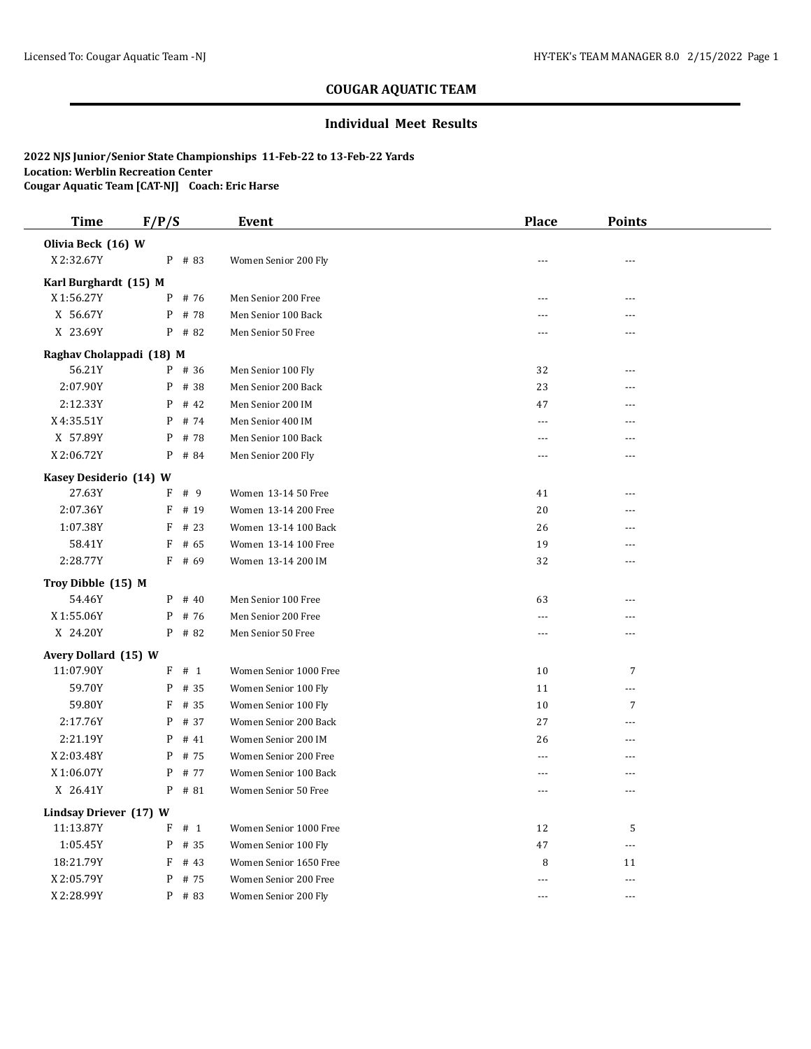# COUGAR AQUATIC TEAM

## Individual Meet Results

**2022 NJS Junior/Senior State Championships 11-Feb-22 to 13-Feb-22 Yards**
**Location: Werblin Recreation Center**
**Cougar Aquatic Team [CAT-NJ] Coach: Eric Harse**

| Time | F/P/S | | Event | Place | Points |
|---|---|---|---|---|---|
| **Olivia Beck (16) W** | | | | | |
| X 2:32.67Y | P | # 83 | Women Senior 200 Fly | --- | --- |
| **Karl Burghardt (15) M** | | | | | |
| X 1:56.27Y | P | # 76 | Men Senior 200 Free | --- | --- |
| X 56.67Y | P | # 78 | Men Senior 100 Back | --- | --- |
| X 23.69Y | P | # 82 | Men Senior 50 Free | --- | --- |
| **Raghav Cholappadi (18) M** | | | | | |
| 56.21Y | P | # 36 | Men Senior 100 Fly | 32 | --- |
| 2:07.90Y | P | # 38 | Men Senior 200 Back | 23 | --- |
| 2:12.33Y | P | # 42 | Men Senior 200 IM | 47 | --- |
| X 4:35.51Y | P | # 74 | Men Senior 400 IM | --- | --- |
| X 57.89Y | P | # 78 | Men Senior 100 Back | --- | --- |
| X 2:06.72Y | P | # 84 | Men Senior 200 Fly | --- | --- |
| **Kasey Desiderio (14) W** | | | | | |
| 27.63Y | F | # 9 | Women 13-14 50 Free | 41 | --- |
| 2:07.36Y | F | # 19 | Women 13-14 200 Free | 20 | --- |
| 1:07.38Y | F | # 23 | Women 13-14 100 Back | 26 | --- |
| 58.41Y | F | # 65 | Women 13-14 100 Free | 19 | --- |
| 2:28.77Y | F | # 69 | Women 13-14 200 IM | 32 | --- |
| **Troy Dibble (15) M** | | | | | |
| 54.46Y | P | # 40 | Men Senior 100 Free | 63 | --- |
| X 1:55.06Y | P | # 76 | Men Senior 200 Free | --- | --- |
| X 24.20Y | P | # 82 | Men Senior 50 Free | --- | --- |
| **Avery Dollard (15) W** | | | | | |
| 11:07.90Y | F | # 1 | Women Senior 1000 Free | 10 | 7 |
| 59.70Y | P | # 35 | Women Senior 100 Fly | 11 | --- |
| 59.80Y | F | # 35 | Women Senior 100 Fly | 10 | 7 |
| 2:17.76Y | P | # 37 | Women Senior 200 Back | 27 | --- |
| 2:21.19Y | P | # 41 | Women Senior 200 IM | 26 | --- |
| X 2:03.48Y | P | # 75 | Women Senior 200 Free | --- | --- |
| X 1:06.07Y | P | # 77 | Women Senior 100 Back | --- | --- |
| X 26.41Y | P | # 81 | Women Senior 50 Free | --- | --- |
| **Lindsay Driever (17) W** | | | | | |
| 11:13.87Y | F | # 1 | Women Senior 1000 Free | 12 | 5 |
| 1:05.45Y | P | # 35 | Women Senior 100 Fly | 47 | --- |
| 18:21.79Y | F | # 43 | Women Senior 1650 Free | 8 | 11 |
| X 2:05.79Y | P | # 75 | Women Senior 200 Free | --- | --- |
| X 2:28.99Y | P | # 83 | Women Senior 200 Fly | --- | --- |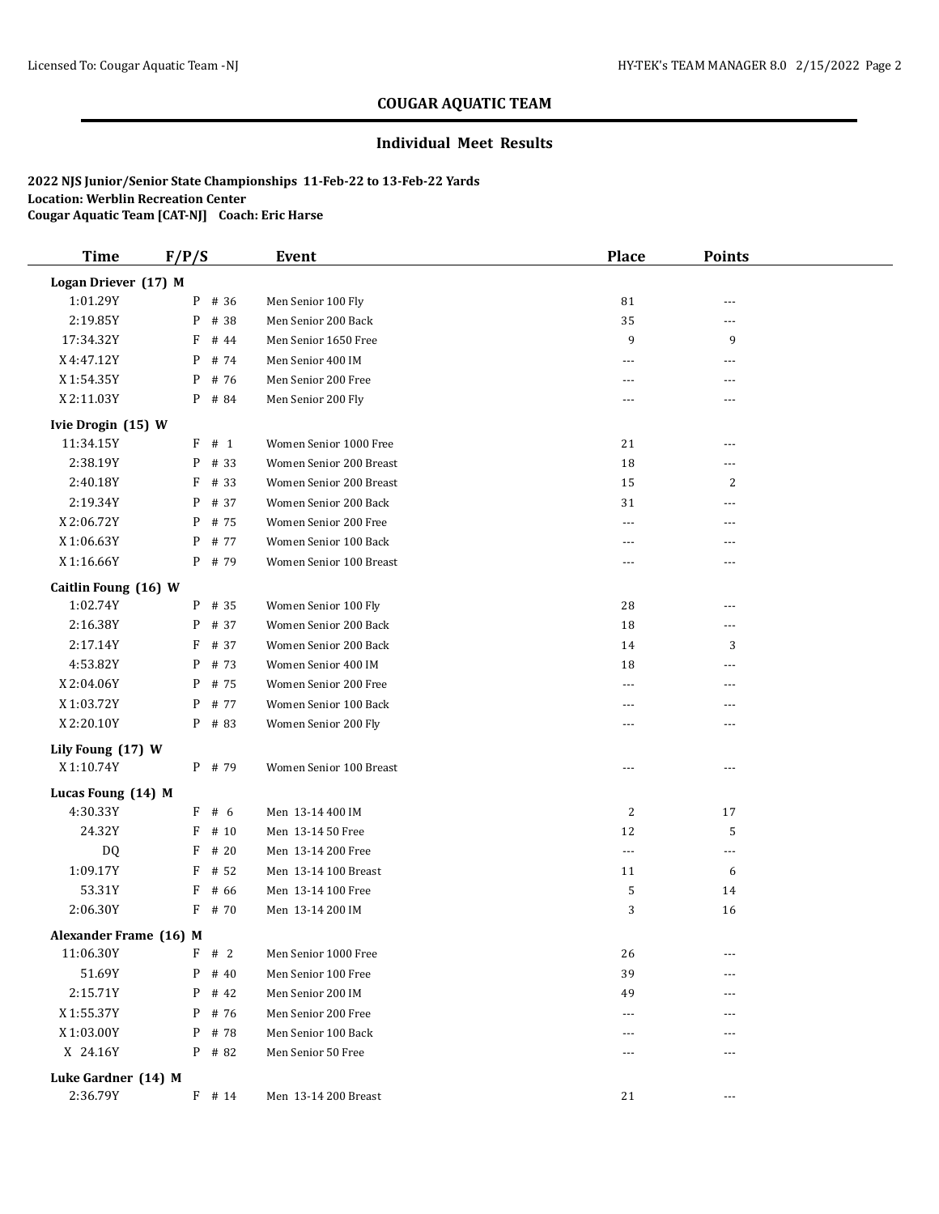## COUGAR AQUATIC TEAM

### Individual Meet Results

**2022 NJS Junior/Senior State Championships 11-Feb-22 to 13-Feb-22 Yards**
**Location: Werblin Recreation Center**
**Cougar Aquatic Team [CAT-NJ] Coach: Eric Harse**

| Time | F/P/S | | Event | Place | Points |
|---|---|---|---|---|---|
| **Logan Driever (17) M** | | | | | |
| 1:01.29Y | P | # 36 | Men Senior 100 Fly | 81 | --- |
| 2:19.85Y | P | # 38 | Men Senior 200 Back | 35 | --- |
| 17:34.32Y | F | # 44 | Men Senior 1650 Free | 9 | 9 |
| X 4:47.12Y | P | # 74 | Men Senior 400 IM | --- | --- |
| X 1:54.35Y | P | # 76 | Men Senior 200 Free | --- | --- |
| X 2:11.03Y | P | # 84 | Men Senior 200 Fly | --- | --- |
| **Ivie Drogin (15) W** | | | | | |
| 11:34.15Y | F | # 1 | Women Senior 1000 Free | 21 | --- |
| 2:38.19Y | P | # 33 | Women Senior 200 Breast | 18 | --- |
| 2:40.18Y | F | # 33 | Women Senior 200 Breast | 15 | 2 |
| 2:19.34Y | P | # 37 | Women Senior 200 Back | 31 | --- |
| X 2:06.72Y | P | # 75 | Women Senior 200 Free | --- | --- |
| X 1:06.63Y | P | # 77 | Women Senior 100 Back | --- | --- |
| X 1:16.66Y | P | # 79 | Women Senior 100 Breast | --- | --- |
| **Caitlin Foung (16) W** | | | | | |
| 1:02.74Y | P | # 35 | Women Senior 100 Fly | 28 | --- |
| 2:16.38Y | P | # 37 | Women Senior 200 Back | 18 | --- |
| 2:17.14Y | F | # 37 | Women Senior 200 Back | 14 | 3 |
| 4:53.82Y | P | # 73 | Women Senior 400 IM | 18 | --- |
| X 2:04.06Y | P | # 75 | Women Senior 200 Free | --- | --- |
| X 1:03.72Y | P | # 77 | Women Senior 100 Back | --- | --- |
| X 2:20.10Y | P | # 83 | Women Senior 200 Fly | --- | --- |
| **Lily Foung (17) W** | | | | | |
| X 1:10.74Y | P | # 79 | Women Senior 100 Breast | --- | --- |
| **Lucas Foung (14) M** | | | | | |
| 4:30.33Y | F | # 6 | Men 13-14 400 IM | 2 | 17 |
| 24.32Y | F | # 10 | Men 13-14 50 Free | 12 | 5 |
| DQ | F | # 20 | Men 13-14 200 Free | --- | --- |
| 1:09.17Y | F | # 52 | Men 13-14 100 Breast | 11 | 6 |
| 53.31Y | F | # 66 | Men 13-14 100 Free | 5 | 14 |
| 2:06.30Y | F | # 70 | Men 13-14 200 IM | 3 | 16 |
| **Alexander Frame (16) M** | | | | | |
| 11:06.30Y | F | # 2 | Men Senior 1000 Free | 26 | --- |
| 51.69Y | P | # 40 | Men Senior 100 Free | 39 | --- |
| 2:15.71Y | P | # 42 | Men Senior 200 IM | 49 | --- |
| X 1:55.37Y | P | # 76 | Men Senior 200 Free | --- | --- |
| X 1:03.00Y | P | # 78 | Men Senior 100 Back | --- | --- |
| X 24.16Y | P | # 82 | Men Senior 50 Free | --- | --- |
| **Luke Gardner (14) M** | | | | | |
| 2:36.79Y | F | # 14 | Men 13-14 200 Breast | 21 | --- |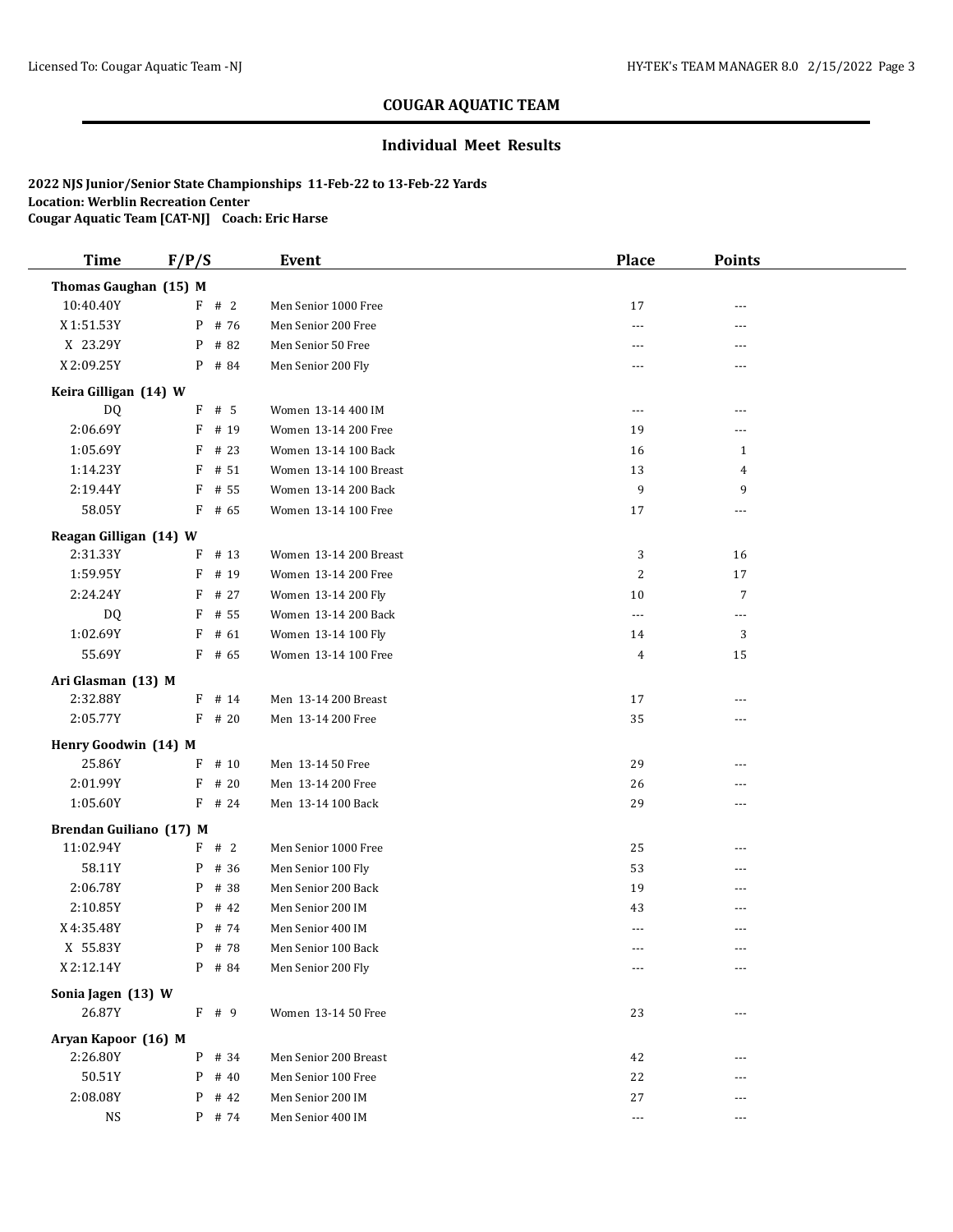## COUGAR AQUATIC TEAM

### Individual Meet Results

**2022 NJS Junior/Senior State Championships 11-Feb-22 to 13-Feb-22 Yards**
**Location: Werblin Recreation Center**
**Cougar Aquatic Team [CAT-NJ] Coach: Eric Harse**

| Time | F/P/S | Event | Place | Points |
|---|---|---|---|---|
| **Thomas Gaughan (15) M** | | | | |
| 10:40.40Y | F # 2 | Men Senior 1000 Free | 17 | --- |
| X 1:51.53Y | P # 76 | Men Senior 200 Free | --- | --- |
| X 23.29Y | P # 82 | Men Senior 50 Free | --- | --- |
| X 2:09.25Y | P # 84 | Men Senior 200 Fly | --- | --- |
| **Keira Gilligan (14) W** | | | | |
| DQ | F # 5 | Women 13-14 400 IM | --- | --- |
| 2:06.69Y | F # 19 | Women 13-14 200 Free | 19 | --- |
| 1:05.69Y | F # 23 | Women 13-14 100 Back | 16 | 1 |
| 1:14.23Y | F # 51 | Women 13-14 100 Breast | 13 | 4 |
| 2:19.44Y | F # 55 | Women 13-14 200 Back | 9 | 9 |
| 58.05Y | F # 65 | Women 13-14 100 Free | 17 | --- |
| **Reagan Gilligan (14) W** | | | | |
| 2:31.33Y | F # 13 | Women 13-14 200 Breast | 3 | 16 |
| 1:59.95Y | F # 19 | Women 13-14 200 Free | 2 | 17 |
| 2:24.24Y | F # 27 | Women 13-14 200 Fly | 10 | 7 |
| DQ | F # 55 | Women 13-14 200 Back | --- | --- |
| 1:02.69Y | F # 61 | Women 13-14 100 Fly | 14 | 3 |
| 55.69Y | F # 65 | Women 13-14 100 Free | 4 | 15 |
| **Ari Glasman (13) M** | | | | |
| 2:32.88Y | F # 14 | Men 13-14 200 Breast | 17 | --- |
| 2:05.77Y | F # 20 | Men 13-14 200 Free | 35 | --- |
| **Henry Goodwin (14) M** | | | | |
| 25.86Y | F # 10 | Men 13-14 50 Free | 29 | --- |
| 2:01.99Y | F # 20 | Men 13-14 200 Free | 26 | --- |
| 1:05.60Y | F # 24 | Men 13-14 100 Back | 29 | --- |
| **Brendan Guiliano (17) M** | | | | |
| 11:02.94Y | F # 2 | Men Senior 1000 Free | 25 | --- |
| 58.11Y | P # 36 | Men Senior 100 Fly | 53 | --- |
| 2:06.78Y | P # 38 | Men Senior 200 Back | 19 | --- |
| 2:10.85Y | P # 42 | Men Senior 200 IM | 43 | --- |
| X 4:35.48Y | P # 74 | Men Senior 400 IM | --- | --- |
| X 55.83Y | P # 78 | Men Senior 100 Back | --- | --- |
| X 2:12.14Y | P # 84 | Men Senior 200 Fly | --- | --- |
| **Sonia Jagen (13) W** | | | | |
| 26.87Y | F # 9 | Women 13-14 50 Free | 23 | --- |
| **Aryan Kapoor (16) M** | | | | |
| 2:26.80Y | P # 34 | Men Senior 200 Breast | 42 | --- |
| 50.51Y | P # 40 | Men Senior 100 Free | 22 | --- |
| 2:08.08Y | P # 42 | Men Senior 200 IM | 27 | --- |
| NS | P # 74 | Men Senior 400 IM | --- | --- |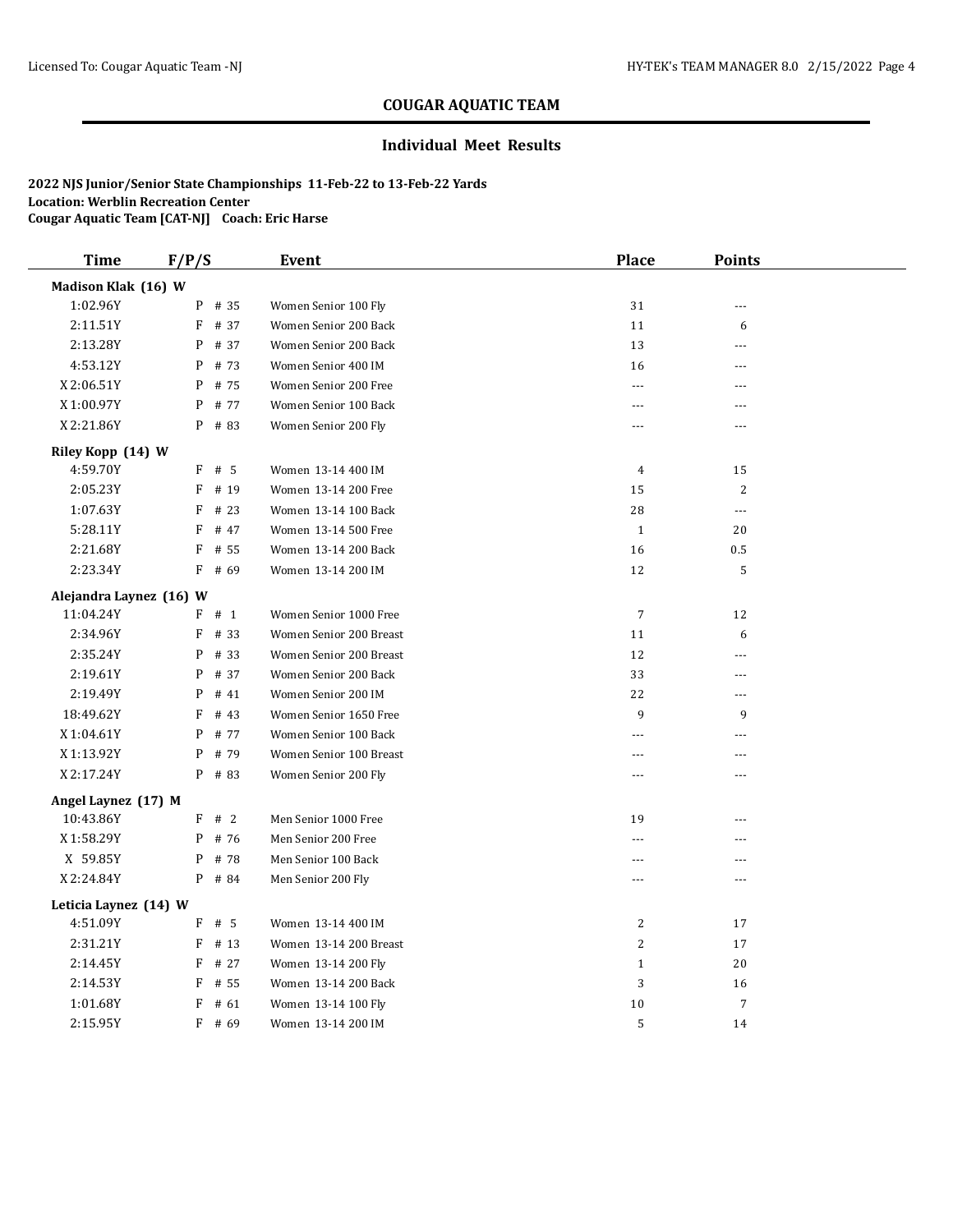# COUGAR AQUATIC TEAM

## Individual Meet Results

**2022 NJS Junior/Senior State Championships 11-Feb-22 to 13-Feb-22 Yards**
**Location: Werblin Recreation Center**
**Cougar Aquatic Team [CAT-NJ] Coach: Eric Harse**

| Time | F/P/S | | Event | Place | Points |
|---|---|---|---|---|---|
| **Madison Klak (16) W** | | | | | |
| 1:02.96Y | P | # 35 | Women Senior 100 Fly | 31 | --- |
| 2:11.51Y | F | # 37 | Women Senior 200 Back | 11 | 6 |
| 2:13.28Y | P | # 37 | Women Senior 200 Back | 13 | --- |
| 4:53.12Y | P | # 73 | Women Senior 400 IM | 16 | --- |
| X 2:06.51Y | P | # 75 | Women Senior 200 Free | --- | --- |
| X 1:00.97Y | P | # 77 | Women Senior 100 Back | --- | --- |
| X 2:21.86Y | P | # 83 | Women Senior 200 Fly | --- | --- |
| **Riley Kopp (14) W** | | | | | |
| 4:59.70Y | F | # 5 | Women 13-14 400 IM | 4 | 15 |
| 2:05.23Y | F | # 19 | Women 13-14 200 Free | 15 | 2 |
| 1:07.63Y | F | # 23 | Women 13-14 100 Back | 28 | --- |
| 5:28.11Y | F | # 47 | Women 13-14 500 Free | 1 | 20 |
| 2:21.68Y | F | # 55 | Women 13-14 200 Back | 16 | 0.5 |
| 2:23.34Y | F | # 69 | Women 13-14 200 IM | 12 | 5 |
| **Alejandra Laynez (16) W** | | | | | |
| 11:04.24Y | F | # 1 | Women Senior 1000 Free | 7 | 12 |
| 2:34.96Y | F | # 33 | Women Senior 200 Breast | 11 | 6 |
| 2:35.24Y | P | # 33 | Women Senior 200 Breast | 12 | --- |
| 2:19.61Y | P | # 37 | Women Senior 200 Back | 33 | --- |
| 2:19.49Y | P | # 41 | Women Senior 200 IM | 22 | --- |
| 18:49.62Y | F | # 43 | Women Senior 1650 Free | 9 | 9 |
| X 1:04.61Y | P | # 77 | Women Senior 100 Back | --- | --- |
| X 1:13.92Y | P | # 79 | Women Senior 100 Breast | --- | --- |
| X 2:17.24Y | P | # 83 | Women Senior 200 Fly | --- | --- |
| **Angel Laynez (17) M** | | | | | |
| 10:43.86Y | F | # 2 | Men Senior 1000 Free | 19 | --- |
| X 1:58.29Y | P | # 76 | Men Senior 200 Free | --- | --- |
| X 59.85Y | P | # 78 | Men Senior 100 Back | --- | --- |
| X 2:24.84Y | P | # 84 | Men Senior 200 Fly | --- | --- |
| **Leticia Laynez (14) W** | | | | | |
| 4:51.09Y | F | # 5 | Women 13-14 400 IM | 2 | 17 |
| 2:31.21Y | F | # 13 | Women 13-14 200 Breast | 2 | 17 |
| 2:14.45Y | F | # 27 | Women 13-14 200 Fly | 1 | 20 |
| 2:14.53Y | F | # 55 | Women 13-14 200 Back | 3 | 16 |
| 1:01.68Y | F | # 61 | Women 13-14 100 Fly | 10 | 7 |
| 2:15.95Y | F | # 69 | Women 13-14 200 IM | 5 | 14 |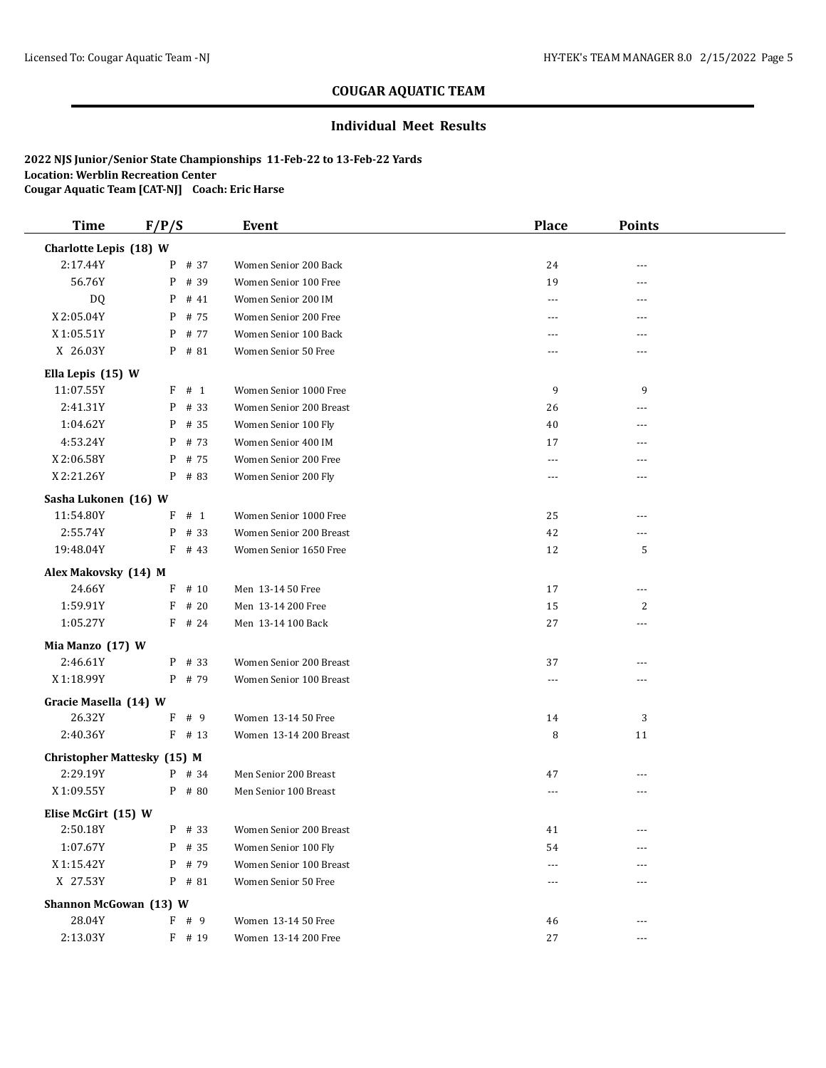## COUGAR AQUATIC TEAM

### Individual Meet Results

**2022 NJS Junior/Senior State Championships 11-Feb-22 to 13-Feb-22 Yards**
**Location: Werblin Recreation Center**
**Cougar Aquatic Team [CAT-NJ] Coach: Eric Harse**

| Time | F/P/S | Event | Place | Points |
|---|---|---|---|---|
| **Charlotte Lepis (18) W** | | | | |
| 2:17.44Y | P # 37 | Women Senior 200 Back | 24 | --- |
| 56.76Y | P # 39 | Women Senior 100 Free | 19 | --- |
| DQ | P # 41 | Women Senior 200 IM | --- | --- |
| X 2:05.04Y | P # 75 | Women Senior 200 Free | --- | --- |
| X 1:05.51Y | P # 77 | Women Senior 100 Back | --- | --- |
| X 26.03Y | P # 81 | Women Senior 50 Free | --- | --- |
| **Ella Lepis (15) W** | | | | |
| 11:07.55Y | F # 1 | Women Senior 1000 Free | 9 | 9 |
| 2:41.31Y | P # 33 | Women Senior 200 Breast | 26 | --- |
| 1:04.62Y | P # 35 | Women Senior 100 Fly | 40 | --- |
| 4:53.24Y | P # 73 | Women Senior 400 IM | 17 | --- |
| X 2:06.58Y | P # 75 | Women Senior 200 Free | --- | --- |
| X 2:21.26Y | P # 83 | Women Senior 200 Fly | --- | --- |
| **Sasha Lukonen (16) W** | | | | |
| 11:54.80Y | F # 1 | Women Senior 1000 Free | 25 | --- |
| 2:55.74Y | P # 33 | Women Senior 200 Breast | 42 | --- |
| 19:48.04Y | F # 43 | Women Senior 1650 Free | 12 | 5 |
| **Alex Makovsky (14) M** | | | | |
| 24.66Y | F # 10 | Men 13-14 50 Free | 17 | --- |
| 1:59.91Y | F # 20 | Men 13-14 200 Free | 15 | 2 |
| 1:05.27Y | F # 24 | Men 13-14 100 Back | 27 | --- |
| **Mia Manzo (17) W** | | | | |
| 2:46.61Y | P # 33 | Women Senior 200 Breast | 37 | --- |
| X 1:18.99Y | P # 79 | Women Senior 100 Breast | --- | --- |
| **Gracie Masella (14) W** | | | | |
| 26.32Y | F # 9 | Women 13-14 50 Free | 14 | 3 |
| 2:40.36Y | F # 13 | Women 13-14 200 Breast | 8 | 11 |
| **Christopher Mattesky (15) M** | | | | |
| 2:29.19Y | P # 34 | Men Senior 200 Breast | 47 | --- |
| X 1:09.55Y | P # 80 | Men Senior 100 Breast | --- | --- |
| **Elise McGirt (15) W** | | | | |
| 2:50.18Y | P # 33 | Women Senior 200 Breast | 41 | --- |
| 1:07.67Y | P # 35 | Women Senior 100 Fly | 54 | --- |
| X 1:15.42Y | P # 79 | Women Senior 100 Breast | --- | --- |
| X 27.53Y | P # 81 | Women Senior 50 Free | --- | --- |
| **Shannon McGowan (13) W** | | | | |
| 28.04Y | F # 9 | Women 13-14 50 Free | 46 | --- |
| 2:13.03Y | F # 19 | Women 13-14 200 Free | 27 | --- |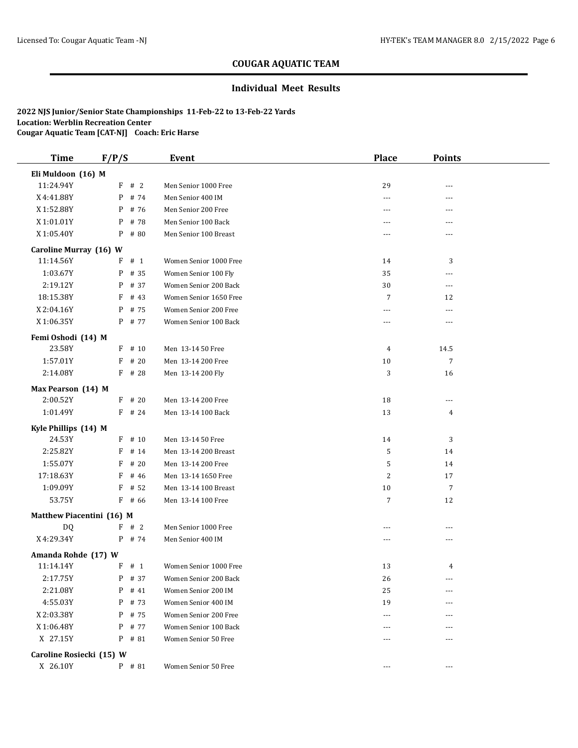# COUGAR AQUATIC TEAM

## Individual Meet Results

**2022 NJS Junior/Senior State Championships 11-Feb-22 to 13-Feb-22 Yards**
**Location: Werblin Recreation Center**
**Cougar Aquatic Team [CAT-NJ] Coach: Eric Harse**

| Time | F/P/S | Event | Place | Points |
|---|---|---|---|---|
| **Eli Muldoon (16) M** | | | | |
| 11:24.94Y | F # 2 | Men Senior 1000 Free | 29 | --- |
| X 4:41.88Y | P # 74 | Men Senior 400 IM | --- | --- |
| X 1:52.88Y | P # 76 | Men Senior 200 Free | --- | --- |
| X 1:01.01Y | P # 78 | Men Senior 100 Back | --- | --- |
| X 1:05.40Y | P # 80 | Men Senior 100 Breast | --- | --- |
| **Caroline Murray (16) W** | | | | |
| 11:14.56Y | F # 1 | Women Senior 1000 Free | 14 | 3 |
| 1:03.67Y | P # 35 | Women Senior 100 Fly | 35 | --- |
| 2:19.12Y | P # 37 | Women Senior 200 Back | 30 | --- |
| 18:15.38Y | F # 43 | Women Senior 1650 Free | 7 | 12 |
| X 2:04.16Y | P # 75 | Women Senior 200 Free | --- | --- |
| X 1:06.35Y | P # 77 | Women Senior 100 Back | --- | --- |
| **Femi Oshodi (14) M** | | | | |
| 23.58Y | F # 10 | Men 13-14 50 Free | 4 | 14.5 |
| 1:57.01Y | F # 20 | Men 13-14 200 Free | 10 | 7 |
| 2:14.08Y | F # 28 | Men 13-14 200 Fly | 3 | 16 |
| **Max Pearson (14) M** | | | | |
| 2:00.52Y | F # 20 | Men 13-14 200 Free | 18 | --- |
| 1:01.49Y | F # 24 | Men 13-14 100 Back | 13 | 4 |
| **Kyle Phillips (14) M** | | | | |
| 24.53Y | F # 10 | Men 13-14 50 Free | 14 | 3 |
| 2:25.82Y | F # 14 | Men 13-14 200 Breast | 5 | 14 |
| 1:55.07Y | F # 20 | Men 13-14 200 Free | 5 | 14 |
| 17:18.63Y | F # 46 | Men 13-14 1650 Free | 2 | 17 |
| 1:09.09Y | F # 52 | Men 13-14 100 Breast | 10 | 7 |
| 53.75Y | F # 66 | Men 13-14 100 Free | 7 | 12 |
| **Matthew Piacentini (16) M** | | | | |
| DQ | F # 2 | Men Senior 1000 Free | --- | --- |
| X 4:29.34Y | P # 74 | Men Senior 400 IM | --- | --- |
| **Amanda Rohde (17) W** | | | | |
| 11:14.14Y | F # 1 | Women Senior 1000 Free | 13 | 4 |
| 2:17.75Y | P # 37 | Women Senior 200 Back | 26 | --- |
| 2:21.08Y | P # 41 | Women Senior 200 IM | 25 | --- |
| 4:55.03Y | P # 73 | Women Senior 400 IM | 19 | --- |
| X 2:03.38Y | P # 75 | Women Senior 200 Free | --- | --- |
| X 1:06.48Y | P # 77 | Women Senior 100 Back | --- | --- |
| X 27.15Y | P # 81 | Women Senior 50 Free | --- | --- |
| **Caroline Rosiecki (15) W** | | | | |
| X 26.10Y | P # 81 | Women Senior 50 Free | --- | --- |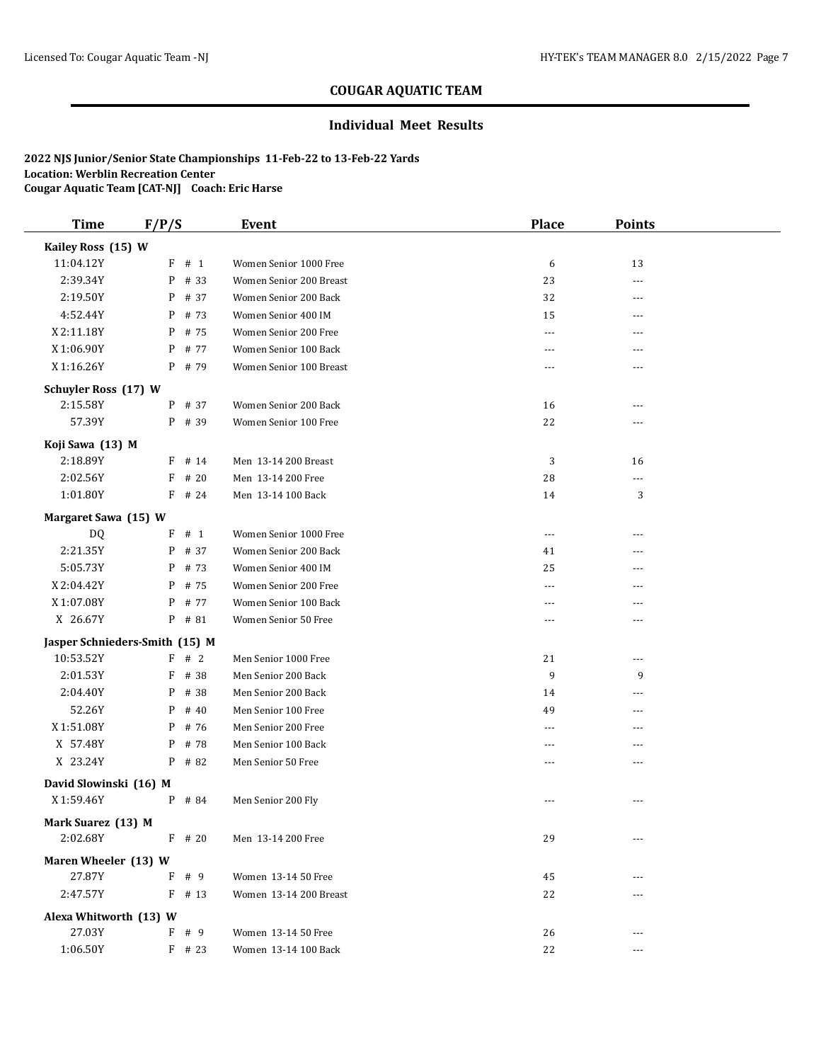## COUGAR AQUATIC TEAM

### Individual Meet Results

**2022 NJS Junior/Senior State Championships 11-Feb-22 to 13-Feb-22 Yards**
**Location: Werblin Recreation Center**
**Cougar Aquatic Team [CAT-NJ] Coach: Eric Harse**

| Time | F/P/S | Event | Place | Points |
|---|---|---|---|---|
| **Kailey Ross (15) W** | | | | |
| 11:04.12Y | F # 1 | Women Senior 1000 Free | 6 | 13 |
| 2:39.34Y | P # 33 | Women Senior 200 Breast | 23 | --- |
| 2:19.50Y | P # 37 | Women Senior 200 Back | 32 | --- |
| 4:52.44Y | P # 73 | Women Senior 400 IM | 15 | --- |
| X 2:11.18Y | P # 75 | Women Senior 200 Free | --- | --- |
| X 1:06.90Y | P # 77 | Women Senior 100 Back | --- | --- |
| X 1:16.26Y | P # 79 | Women Senior 100 Breast | --- | --- |
| **Schuyler Ross (17) W** | | | | |
| 2:15.58Y | P # 37 | Women Senior 200 Back | 16 | --- |
| 57.39Y | P # 39 | Women Senior 100 Free | 22 | --- |
| **Koji Sawa (13) M** | | | | |
| 2:18.89Y | F # 14 | Men 13-14 200 Breast | 3 | 16 |
| 2:02.56Y | F # 20 | Men 13-14 200 Free | 28 | --- |
| 1:01.80Y | F # 24 | Men 13-14 100 Back | 14 | 3 |
| **Margaret Sawa (15) W** | | | | |
| DQ | F # 1 | Women Senior 1000 Free | --- | --- |
| 2:21.35Y | P # 37 | Women Senior 200 Back | 41 | --- |
| 5:05.73Y | P # 73 | Women Senior 400 IM | 25 | --- |
| X 2:04.42Y | P # 75 | Women Senior 200 Free | --- | --- |
| X 1:07.08Y | P # 77 | Women Senior 100 Back | --- | --- |
| X 26.67Y | P # 81 | Women Senior 50 Free | --- | --- |
| **Jasper Schnieders-Smith (15) M** | | | | |
| 10:53.52Y | F # 2 | Men Senior 1000 Free | 21 | --- |
| 2:01.53Y | F # 38 | Men Senior 200 Back | 9 | 9 |
| 2:04.40Y | P # 38 | Men Senior 200 Back | 14 | --- |
| 52.26Y | P # 40 | Men Senior 100 Free | 49 | --- |
| X 1:51.08Y | P # 76 | Men Senior 200 Free | --- | --- |
| X 57.48Y | P # 78 | Men Senior 100 Back | --- | --- |
| X 23.24Y | P # 82 | Men Senior 50 Free | --- | --- |
| **David Slowinski (16) M** | | | | |
| X 1:59.46Y | P # 84 | Men Senior 200 Fly | --- | --- |
| **Mark Suarez (13) M** | | | | |
| 2:02.68Y | F # 20 | Men 13-14 200 Free | 29 | --- |
| **Maren Wheeler (13) W** | | | | |
| 27.87Y | F # 9 | Women 13-14 50 Free | 45 | --- |
| 2:47.57Y | F # 13 | Women 13-14 200 Breast | 22 | --- |
| **Alexa Whitworth (13) W** | | | | |
| 27.03Y | F # 9 | Women 13-14 50 Free | 26 | --- |
| 1:06.50Y | F # 23 | Women 13-14 100 Back | 22 | --- |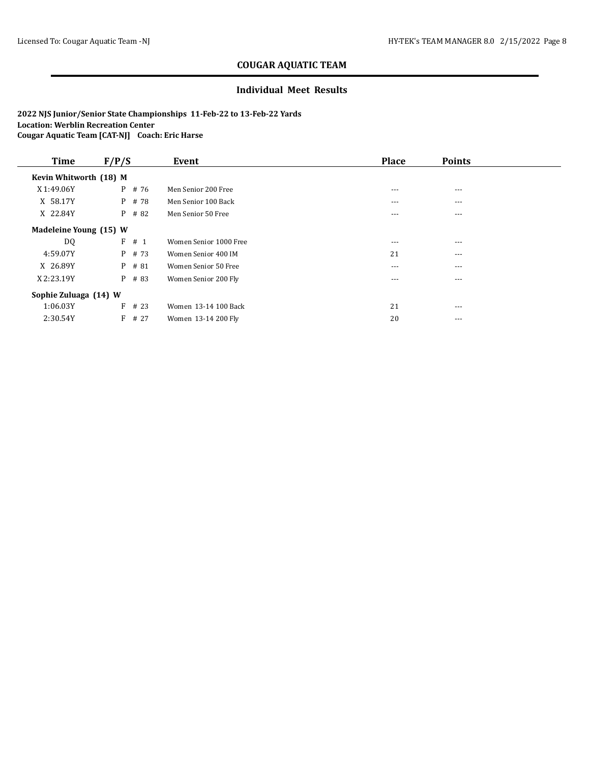## COUGAR AQUATIC TEAM

### Individual Meet Results

**2022 NJS Junior/Senior State Championships 11-Feb-22 to 13-Feb-22 Yards**
**Location: Werblin Recreation Center**
**Cougar Aquatic Team [CAT-NJ] Coach: Eric Harse**

| Time | F/P/S | Event | Place | Points |
|---|---|---|---|---|
| **Kevin Whitworth (18) M** | | | | |
| X 1:49.06Y | P # 76 | Men Senior 200 Free | --- | --- |
| X 58.17Y | P # 78 | Men Senior 100 Back | --- | --- |
| X 22.84Y | P # 82 | Men Senior 50 Free | --- | --- |
| **Madeleine Young (15) W** | | | | |
| DQ | F # 1 | Women Senior 1000 Free | --- | --- |
| 4:59.07Y | P # 73 | Women Senior 400 IM | 21 | --- |
| X 26.89Y | P # 81 | Women Senior 50 Free | --- | --- |
| X 2:23.19Y | P # 83 | Women Senior 200 Fly | --- | --- |
| **Sophie Zuluaga (14) W** | | | | |
| 1:06.03Y | F # 23 | Women 13-14 100 Back | 21 | --- |
| 2:30.54Y | F # 27 | Women 13-14 200 Fly | 20 | --- |